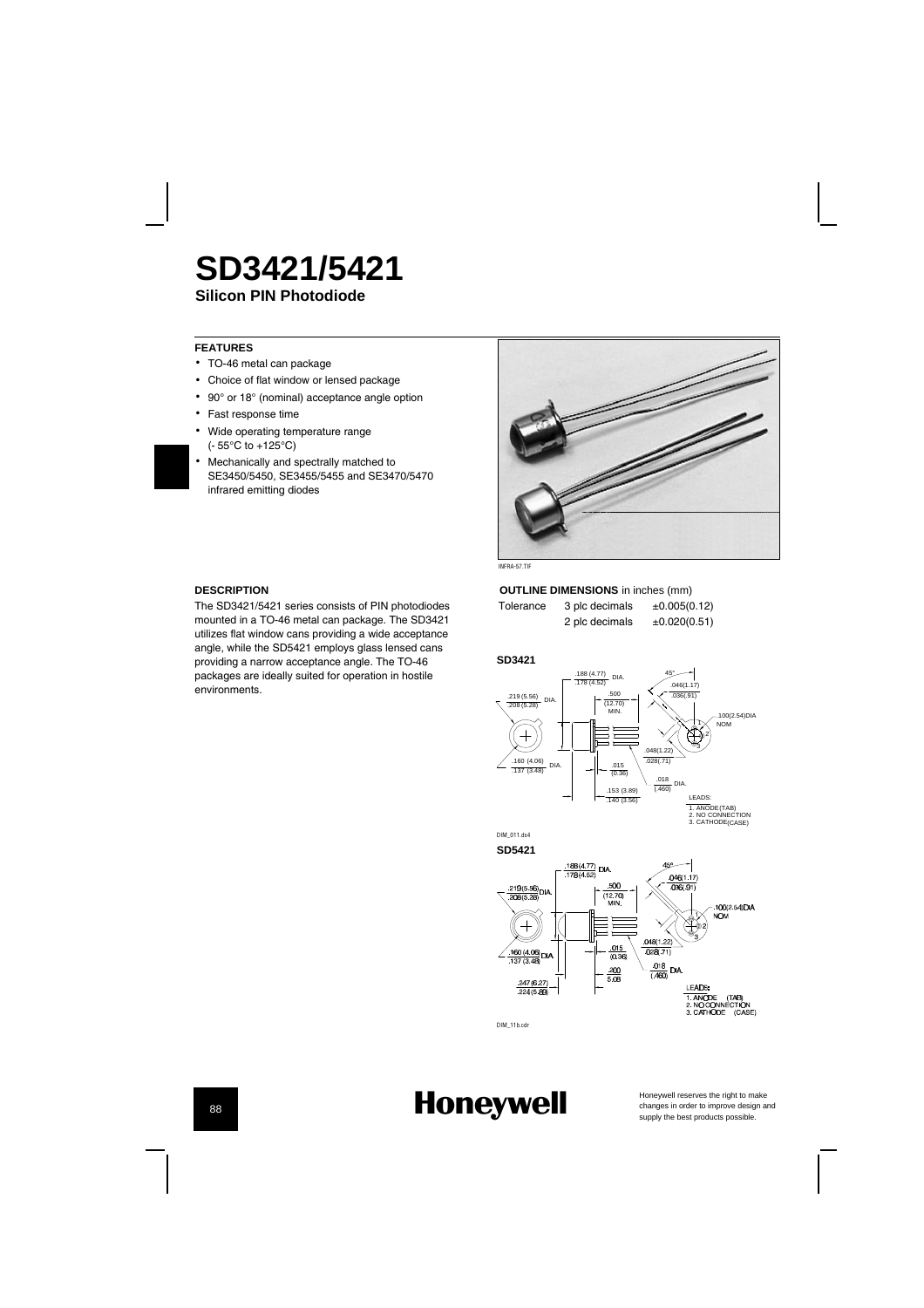# SD3421/5421

## Silicon PIN Photodiode

### FEATURES

- TO-46 metal can package
- Choice of flat window or lensed package
- 90° or 18° (nominal) acceptance angle option
- Fast response time
- Wide operating temperature range (- 55°C to +125°C)
- Mechanically and spectrally matched to SE3450/5450, SE3455/5455 and SE3470/5470 infrared emitting diodes

INFRA-57.TIF

### DESCRIPTION

The SD3421/5421 series consists of PIN photodiodes mounted in a TO-46 metal can package. The SD3421 utilizes flat window cans providing a wide acceptance angle, while the SD5421 employs glass lensed cans providing a narrow acceptance angle. The TO-46 packages are ideally suited for operation in hostile environments.

### OUTLINE DIMENSIONS in inches (mm)

| Tolerance | 3 plc decimals | ±0.005(0.12) |
|---|---|---|
| | 2 plc decimals | ±0.020(0.51) |

**SD3421**

.188 (4.77) / .178 (4.52) DIA.
.219 (5.56) / .208 (5.28) DIA.
.500 (12.70) MIN.
.160 (4.06) / .137 (3.48) DIA.
.015 (0.38)
.153 (3.89) / .140 (3.56)
45°
.046(1.17) / .036(.91)
.100(2.54)DIA NOM
.048(1.22) / .028(.71)
.018 (.460) DIA.

LEADS:
1. ANODE(TAB)
2. NO CONNECTION
3. CATHODE(CASE)

DIM_011.ds4

**SD5421**

.188(4.77) / .178(4.52) DIA.
.219(5.56) / .208(5.28) DIA.
.500 (12.70) MIN.
.160 (4.06) / .137 (3.48) DIA
.015 (0.36)
.200 / 5.08
.247(6.27) / .224(5.69)
45°
.046(1.17) / .036(.91)
.100(2.54)DIA NOM
.048(1.22) / .028(.71)
.018 (.460) DIA.

LEADS:
1. ANODE (TAB)
2. NO CONNECTION
3. CATHODE (CASE)

DIM_11b.cdr

Honeywell

Honeywell reserves the right to make changes in order to improve design and supply the best products possible.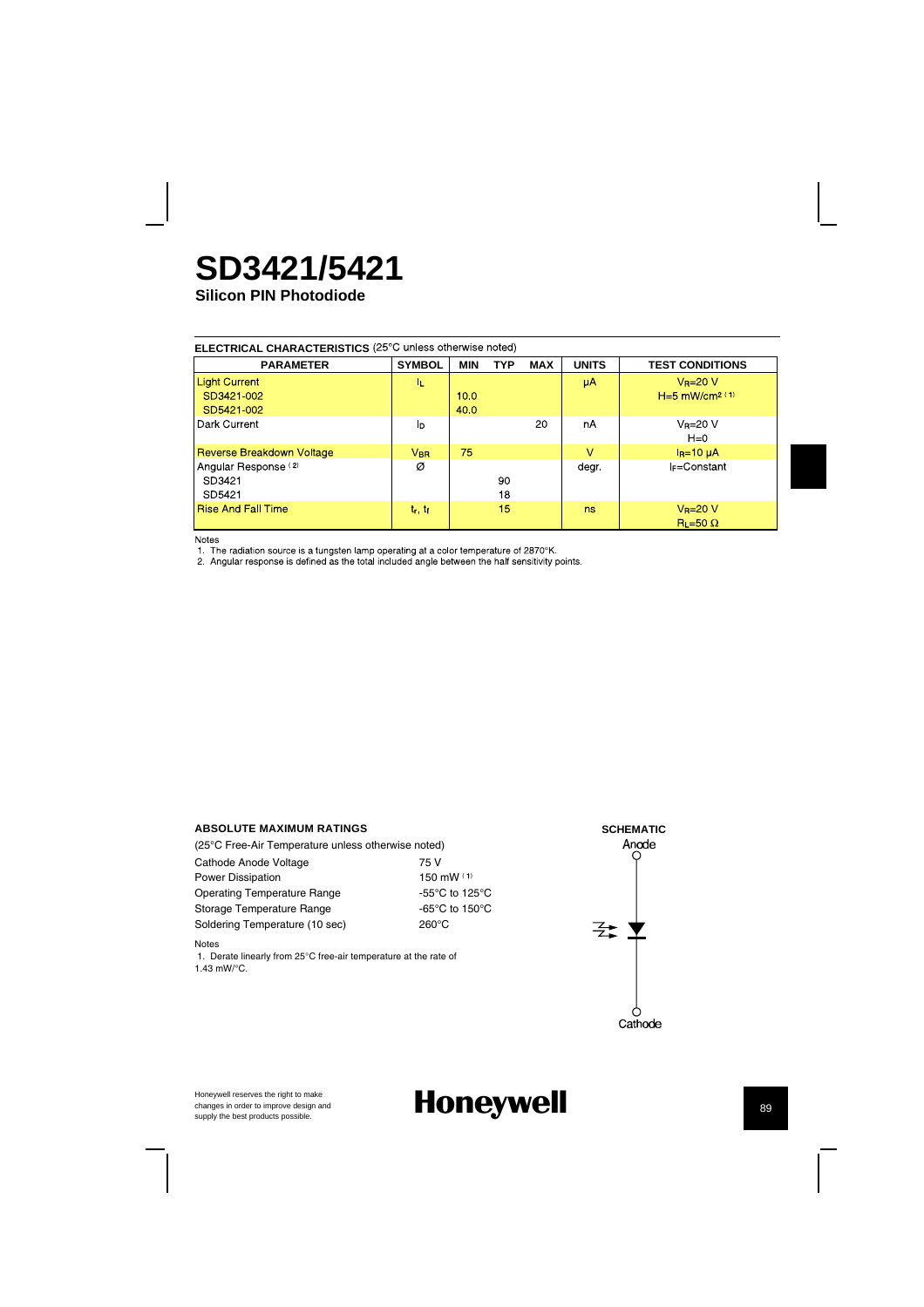# SD3421/5421

**Silicon PIN Photodiode**

**ELECTRICAL CHARACTERISTICS** (25°C unless otherwise noted)

| PARAMETER | SYMBOL | MIN | TYP | MAX | UNITS | TEST CONDITIONS |
|---|---|---|---|---|---|---|
| Light Current | $I_L$ | | | | µA | $V_R$=20 V |
| SD3421-002 | | 10.0 | | | | H=5 mW/cm² [1] |
| SD5421-002 | | 40.0 | | | | |
| Dark Current | $I_D$ | | | 20 | nA | $V_R$=20 V<br>H=0 |
| Reverse Breakdown Voltage | $V_{BR}$ | 75 | | | V | $I_R$=10 µA |
| Angular Response [2] | Ø | | | | degr. | $I_F$=Constant |
| SD3421 | | | 90 | | | |
| SD5421 | | | 18 | | | |
| Rise And Fall Time | $t_r$, $t_f$ | | 15 | | ns | $V_R$=20 V<br>$R_L$=50 Ω |

Notes

1. The radiation source is a tungsten lamp operating at a color temperature of 2870°K.
2. Angular response is defined as the total included angle between the half sensitivity points.

**ABSOLUTE MAXIMUM RATINGS**

(25°C Free-Air Temperature unless otherwise noted)

| | |
|---|---|
| Cathode Anode Voltage | 75 V |
| Power Dissipation | 150 mW [1] |
| Operating Temperature Range | -55°C to 125°C |
| Storage Temperature Range | -65°C to 150°C |
| Soldering Temperature (10 sec) | 260°C |

Notes

1. Derate linearly from 25°C free-air temperature at the rate of 1.43 mW/°C.

**SCHEMATIC**

Anode

Cathode

Honeywell reserves the right to make changes in order to improve design and supply the best products possible.

**Honeywell**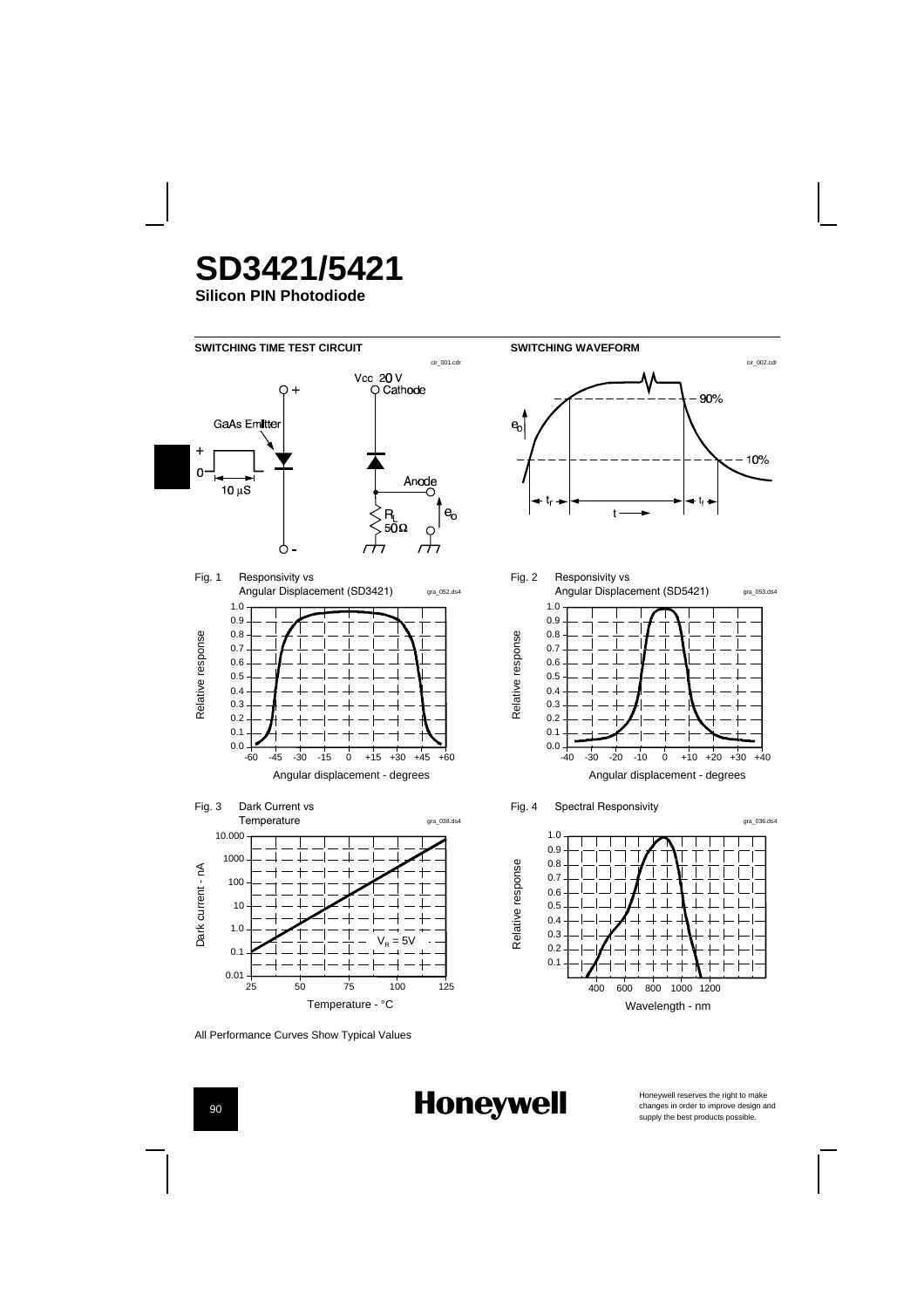# SD3421/5421

**Silicon PIN Photodiode**

**SWITCHING TIME TEST CIRCUIT**

cir_001.cdr

Vcc 20 V

Cathode

GaAs Emitter

+

0

10 μS

Anode

$R_L$

50 Ω

$e_o$

**SWITCHING WAVEFORM**

cir_002.cdr

$e_o$

90%

10%

$t_r$

t

$t_f$

Fig. 1 Responsivity vs Angular Displacement (SD3421)

gra_052.ds4

Relative response

Angular displacement - degrees

Fig. 2 Responsivity vs Angular Displacement (SD5421)

gra_053.ds4

Relative response

Angular displacement - degrees

Fig. 3 Dark Current vs Temperature

gra_038.ds4

Dark current - nA

$V_R$ = 5V

Temperature - °C

Fig. 4 Spectral Responsivity

gra_036.ds4

Relative response

Wavelength - nm

All Performance Curves Show Typical Values

**Honeywell**

Honeywell reserves the right to make changes in order to improve design and supply the best products possible.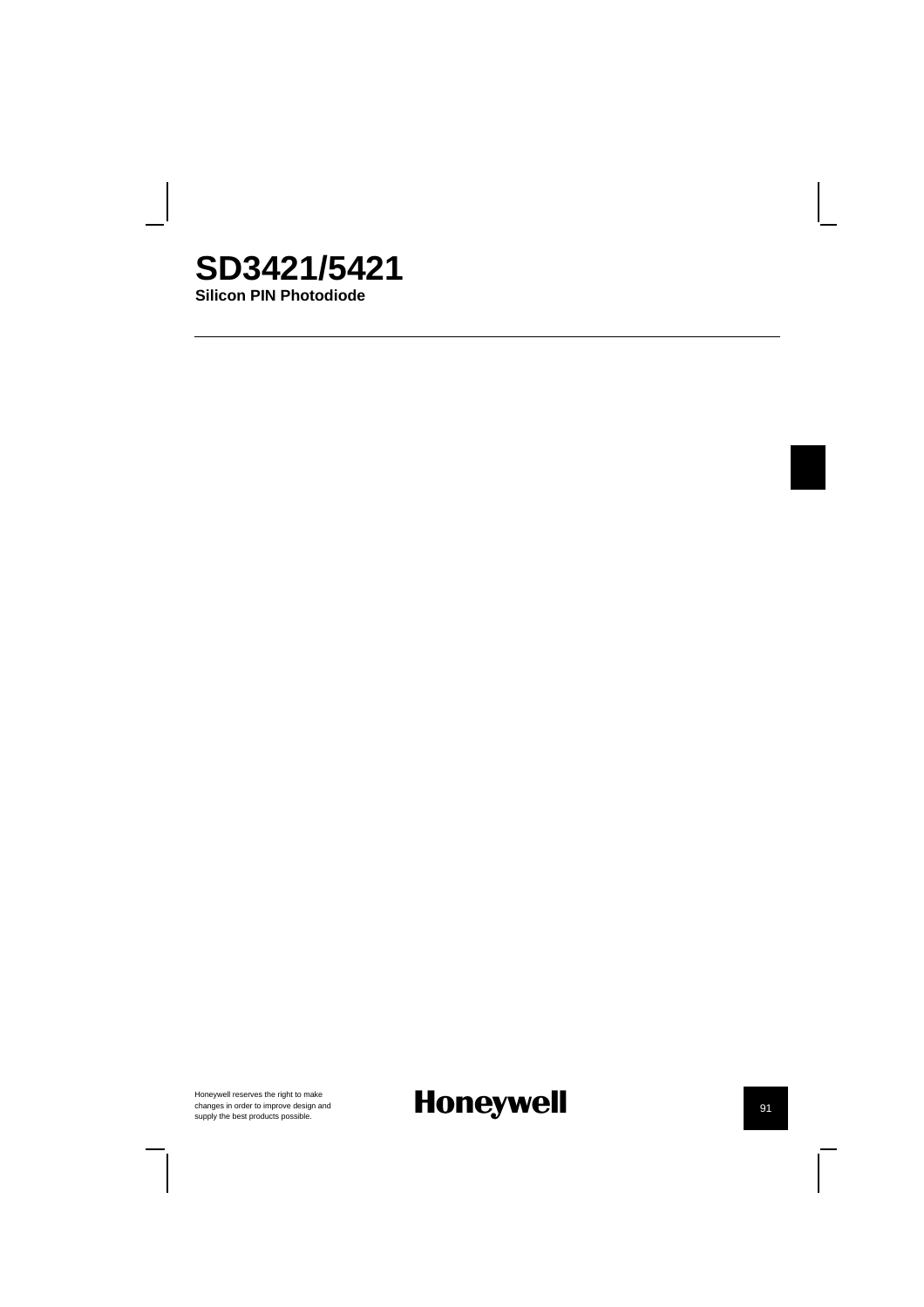# SD3421/5421

**Silicon PIN Photodiode**

Honeywell reserves the right to make changes in order to improve design and supply the best products possible.

**Honeywell**